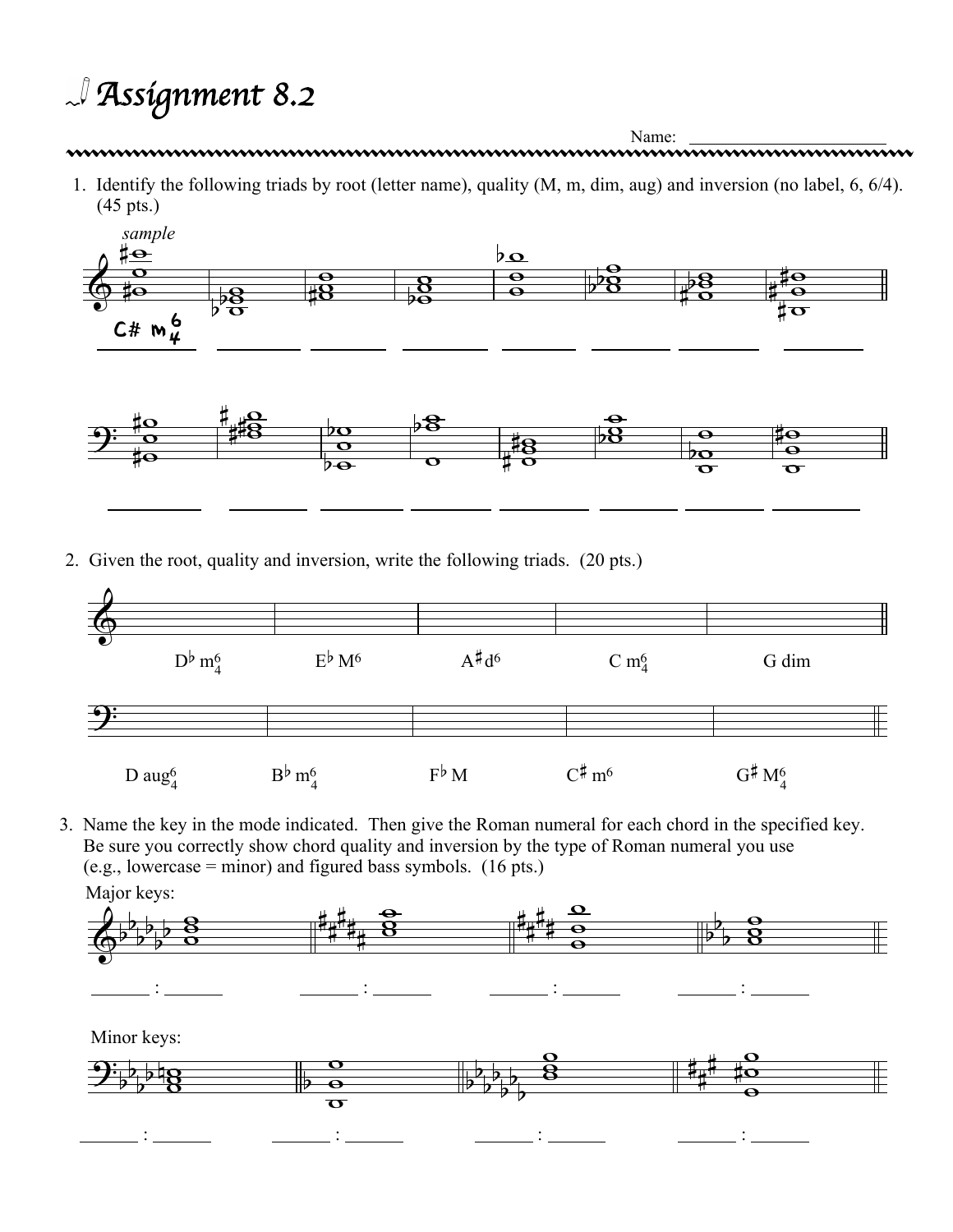# Assignment 8.2

Name: ______________________

1. Identify the following triads by root (letter name), quality (M, m, dim, aug) and inversion (no label, 6, 6/4). (45 pts.)

*sample*

C# m$^6_4$

2. Given the root, quality and inversion, write the following triads. (20 pts.)

D♭ m$^6_4$ E♭ M$^6$ A♯d$^6$ C m$^6_4$ G dim

D aug$^6_4$ B♭ m$^6_4$ F♭ M C♯ m$^6$ G♯ M$^6_4$

3. Name the key in the mode indicated. Then give the Roman numeral for each chord in the specified key. Be sure you correctly show chord quality and inversion by the type of Roman numeral you use (e.g., lowercase = minor) and figured bass symbols. (16 pts.)

Major keys:

______ : ______ ______ : ______ ______ : ______ ______ : ______

Minor keys:

______ : ______ ______ : ______ ______ : ______ ______ : ______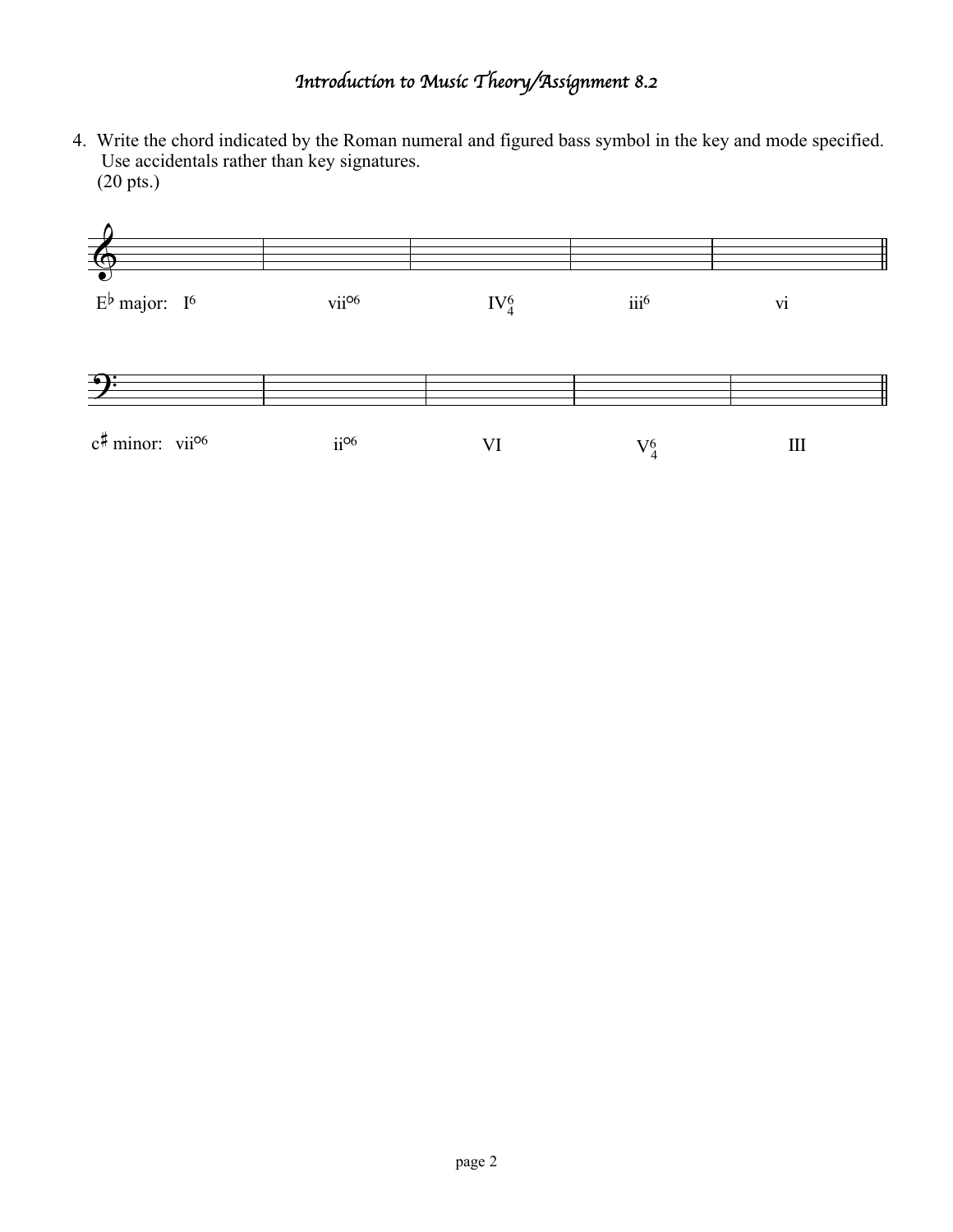*Introduction to Music Theory/Assignment 8.2*

4. Write the chord indicated by the Roman numeral and figured bass symbol in the key and mode specified. Use accidentals rather than key signatures.
   (20 pts.)

E♭ major: $I^6$ $vii^{o6}$ $IV^6_4$ $iii^6$ vi

c♯ minor: $vii^{o6}$ $ii^{o6}$ VI $V^6_4$ III